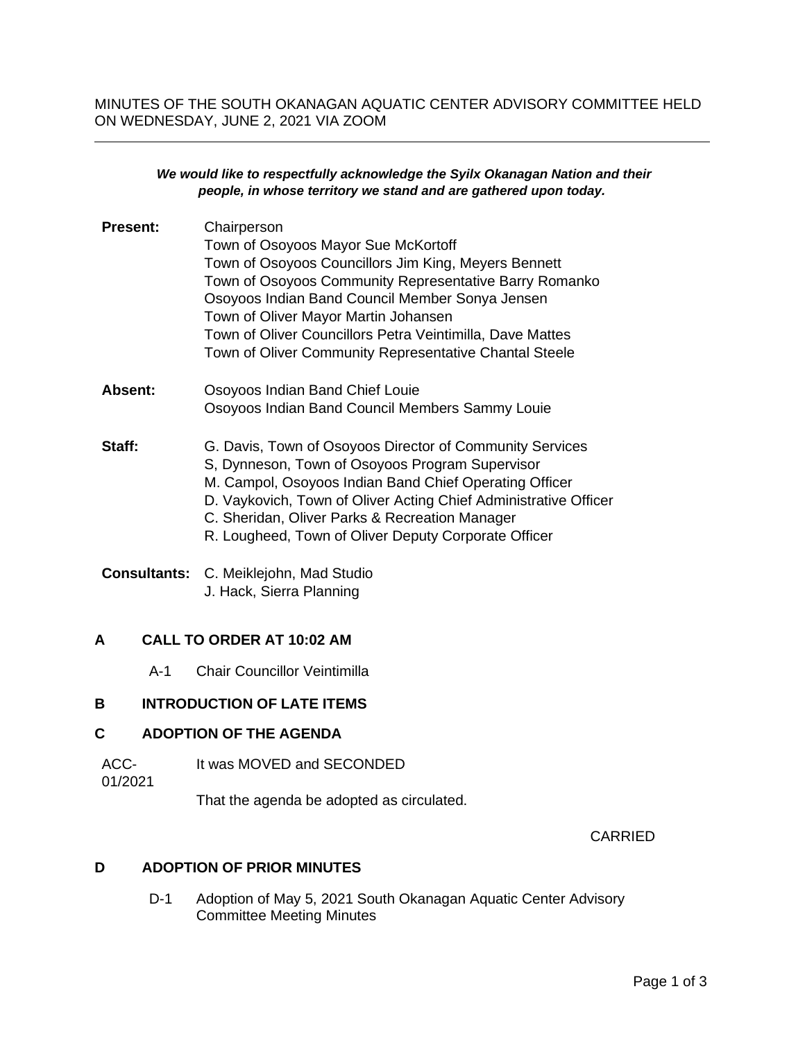MINUTES OF THE SOUTH OKANAGAN AQUATIC CENTER ADVISORY COMMITTEE HELD ON WEDNESDAY, JUNE 2, 2021 VIA ZOOM

***We would like to respectfully acknowledge the Syilx Okanagan Nation and their people, in whose territory we stand and are gathered upon today.***

**Present:**
Chairperson
Town of Osoyoos Mayor Sue McKortoff
Town of Osoyoos Councillors Jim King, Meyers Bennett
Town of Osoyoos Community Representative Barry Romanko
Osoyoos Indian Band Council Member Sonya Jensen
Town of Oliver Mayor Martin Johansen
Town of Oliver Councillors Petra Veintimilla, Dave Mattes
Town of Oliver Community Representative Chantal Steele

**Absent:**
Osoyoos Indian Band Chief Louie
Osoyoos Indian Band Council Members Sammy Louie

**Staff:**
G. Davis, Town of Osoyoos Director of Community Services
S, Dynneson, Town of Osoyoos Program Supervisor
M. Campol, Osoyoos Indian Band Chief Operating Officer
D. Vaykovich, Town of Oliver Acting Chief Administrative Officer
C. Sheridan, Oliver Parks & Recreation Manager
R. Lougheed, Town of Oliver Deputy Corporate Officer

**Consultants:**
C. Meiklejohn, Mad Studio
J. Hack, Sierra Planning

## A CALL TO ORDER AT 10:02 AM

A-1 Chair Councillor Veintimilla

## B INTRODUCTION OF LATE ITEMS

## C ADOPTION OF THE AGENDA

ACC-01/2021 It was MOVED and SECONDED

That the agenda be adopted as circulated.

CARRIED

## D ADOPTION OF PRIOR MINUTES

D-1 Adoption of May 5, 2021 South Okanagan Aquatic Center Advisory Committee Meeting Minutes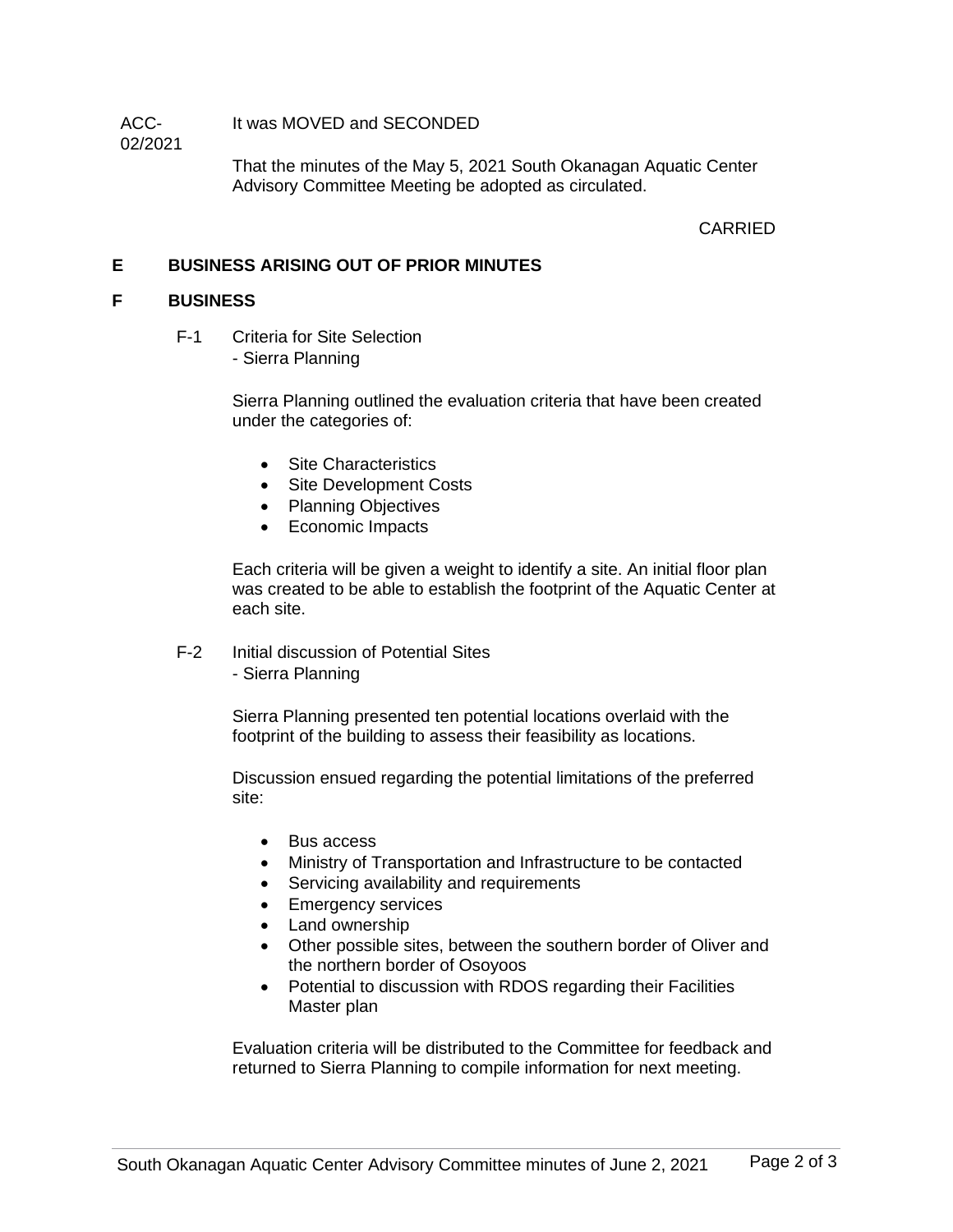ACC-02/2021 It was MOVED and SECONDED

That the minutes of the May 5, 2021 South Okanagan Aquatic Center Advisory Committee Meeting be adopted as circulated.

CARRIED

## E BUSINESS ARISING OUT OF PRIOR MINUTES

## F BUSINESS

F-1 Criteria for Site Selection
- Sierra Planning

Sierra Planning outlined the evaluation criteria that have been created under the categories of:

- Site Characteristics
- Site Development Costs
- Planning Objectives
- Economic Impacts

Each criteria will be given a weight to identify a site. An initial floor plan was created to be able to establish the footprint of the Aquatic Center at each site.

F-2 Initial discussion of Potential Sites
- Sierra Planning

Sierra Planning presented ten potential locations overlaid with the footprint of the building to assess their feasibility as locations.

Discussion ensued regarding the potential limitations of the preferred site:

- Bus access
- Ministry of Transportation and Infrastructure to be contacted
- Servicing availability and requirements
- Emergency services
- Land ownership
- Other possible sites, between the southern border of Oliver and the northern border of Osoyoos
- Potential to discussion with RDOS regarding their Facilities Master plan

Evaluation criteria will be distributed to the Committee for feedback and returned to Sierra Planning to compile information for next meeting.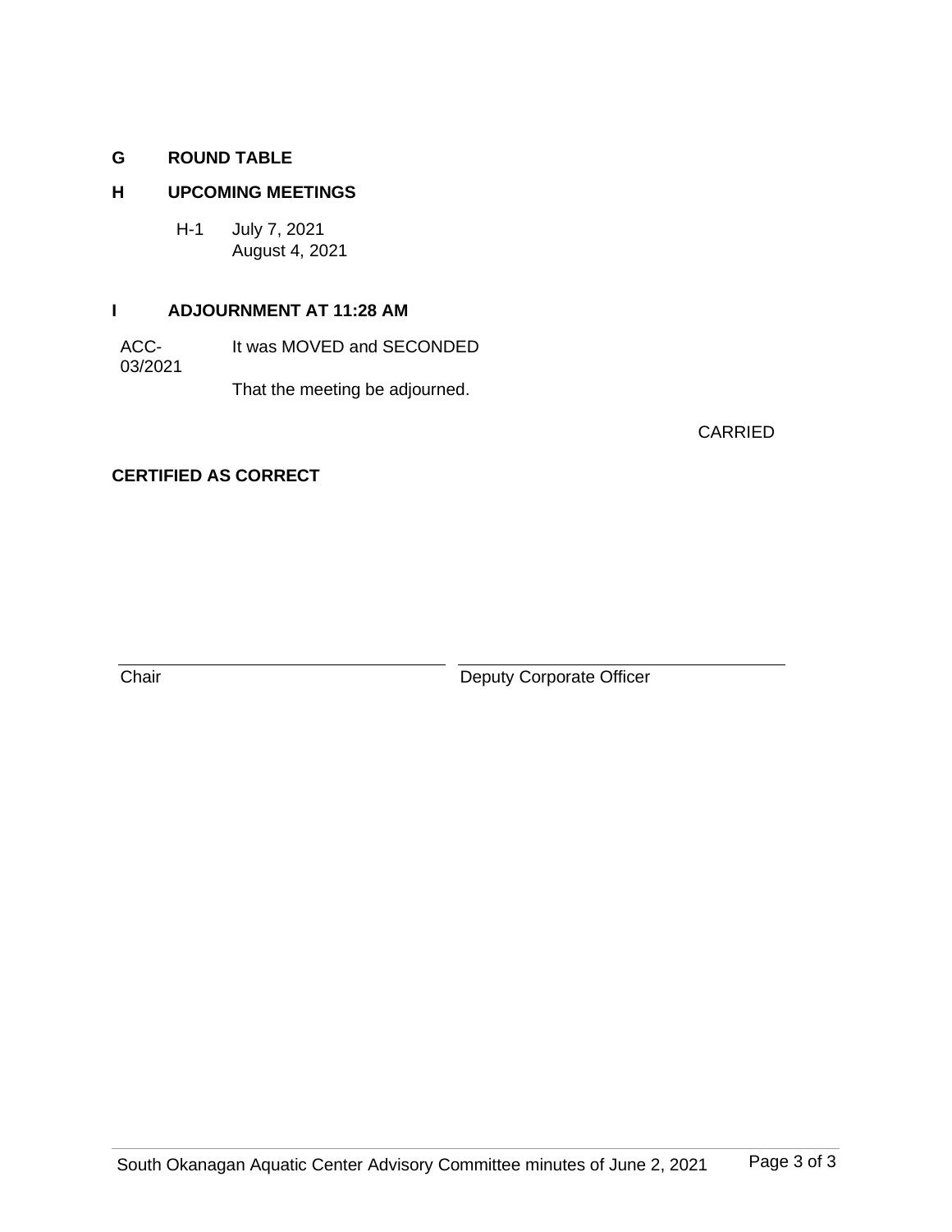## G ROUND TABLE

## H UPCOMING MEETINGS

H-1 July 7, 2021
August 4, 2021

## I ADJOURNMENT AT 11:28 AM

ACC-03/2021 It was MOVED and SECONDED

That the meeting be adjourned.

CARRIED

**CERTIFIED AS CORRECT**

\_\_\_\_\_\_\_\_\_\_\_\_\_\_\_\_\_\_\_\_\_\_\_\_\_\_\_\_\_\_
Chair

\_\_\_\_\_\_\_\_\_\_\_\_\_\_\_\_\_\_\_\_\_\_\_\_\_\_\_\_\_\_
Deputy Corporate Officer